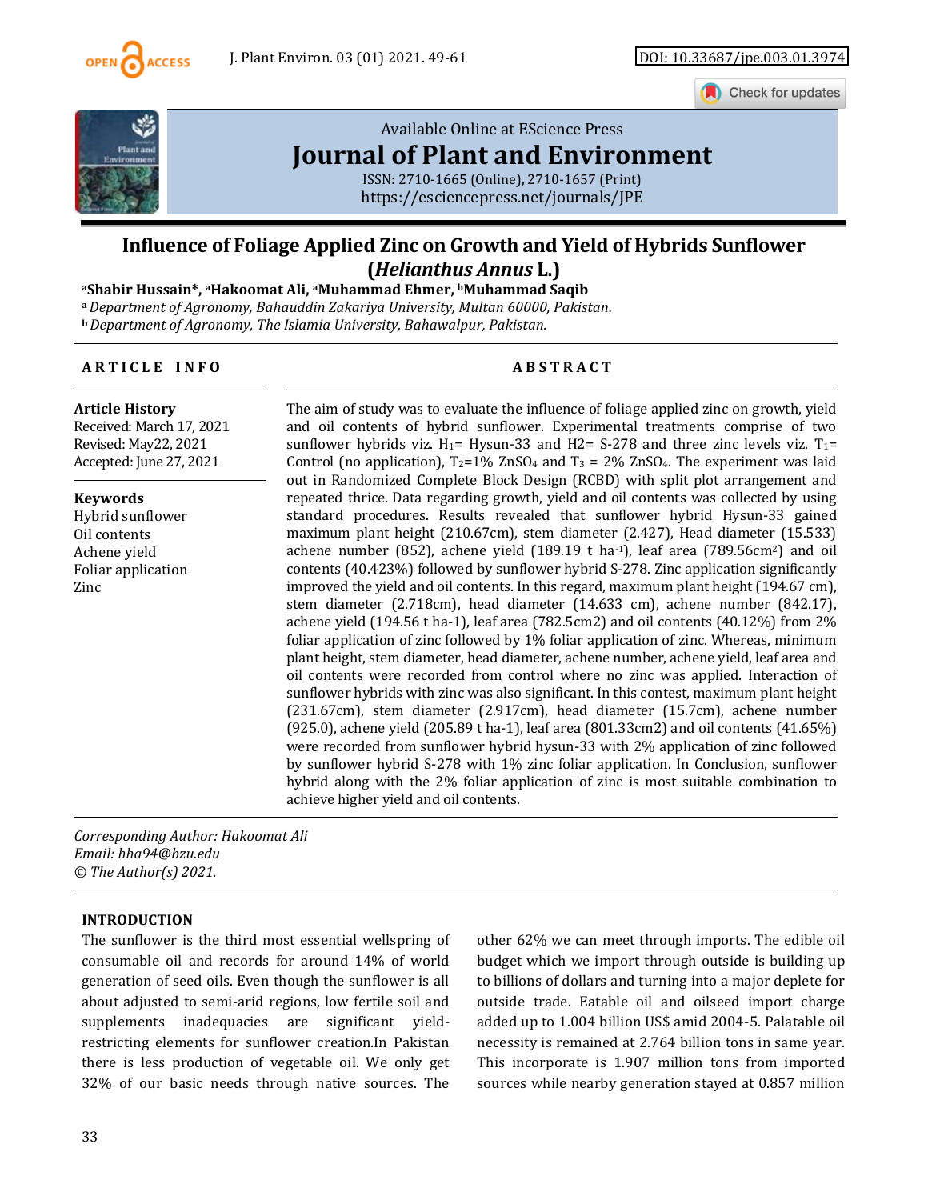Available Online at EScience Press

# Journal of Plant and Environment

ISSN: 2710-1665 (Online), 2710-1657 (Print)
https://esciencepress.net/journals/JPE

## Influence of Foliage Applied Zinc on Growth and Yield of Hybrids Sunflower (*Helianthus Annus* L.)

[a]**Shabir Hussain***, [a]**Hakoomat Ali**, [a]**Muhammad Ehmer**, [b]**Muhammad Saqib**

[a] *Department of Agronomy, Bahauddin Zakariya University, Multan 60000, Pakistan.*
[b] *Department of Agronomy, The Islamia University, Bahawalpur, Pakistan.*

### ARTICLE INFO

**Article History**
Received: March 17, 2021
Revised: May22, 2021
Accepted: June 27, 2021

**Keywords**
Hybrid sunflower
Oil contents
Achene yield
Foliar application
Zinc

### ABSTRACT

The aim of study was to evaluate the influence of foliage applied zinc on growth, yield and oil contents of hybrid sunflower. Experimental treatments comprise of two sunflower hybrids viz. $H_1$= Hysun-33 and H2= S-278 and three zinc levels viz. $T_1$= Control (no application), $T_2$=1% $ZnSO_4$ and $T_3$ = 2% $ZnSO_4$. The experiment was laid out in Randomized Complete Block Design (RCBD) with split plot arrangement and repeated thrice. Data regarding growth, yield and oil contents was collected by using standard procedures. Results revealed that sunflower hybrid Hysun-33 gained maximum plant height (210.67cm), stem diameter (2.427), Head diameter (15.533) achene number (852), achene yield (189.19 t $ha^{-1}$), leaf area (789.56$cm^2$) and oil contents (40.423%) followed by sunflower hybrid S-278. Zinc application significantly improved the yield and oil contents. In this regard, maximum plant height (194.67 cm), stem diameter (2.718cm), head diameter (14.633 cm), achene number (842.17), achene yield (194.56 t ha-1), leaf area (782.5cm2) and oil contents (40.12%) from 2% foliar application of zinc followed by 1% foliar application of zinc. Whereas, minimum plant height, stem diameter, head diameter, achene number, achene yield, leaf area and oil contents were recorded from control where no zinc was applied. Interaction of sunflower hybrids with zinc was also significant. In this contest, maximum plant height (231.67cm), stem diameter (2.917cm), head diameter (15.7cm), achene number (925.0), achene yield (205.89 t ha-1), leaf area (801.33cm2) and oil contents (41.65%) were recorded from sunflower hybrid hysun-33 with 2% application of zinc followed by sunflower hybrid S-278 with 1% zinc foliar application. In Conclusion, sunflower hybrid along with the 2% foliar application of zinc is most suitable combination to achieve higher yield and oil contents.

*Corresponding Author: Hakoomat Ali*
*Email: hha94@bzu.edu*
*© The Author(s) 2021.*

### INTRODUCTION

The sunflower is the third most essential wellspring of consumable oil and records for around 14% of world generation of seed oils. Even though the sunflower is all about adjusted to semi-arid regions, low fertile soil and supplements inadequacies are significant yield-restricting elements for sunflower creation.In Pakistan there is less production of vegetable oil. We only get 32% of our basic needs through native sources. The other 62% we can meet through imports. The edible oil budget which we import through outside is building up to billions of dollars and turning into a major deplete for outside trade. Eatable oil and oilseed import charge added up to 1.004 billion US$ amid 2004-5. Palatable oil necessity is remained at 2.764 billion tons in same year. This incorporate is 1.907 million tons from imported sources while nearby generation stayed at 0.857 million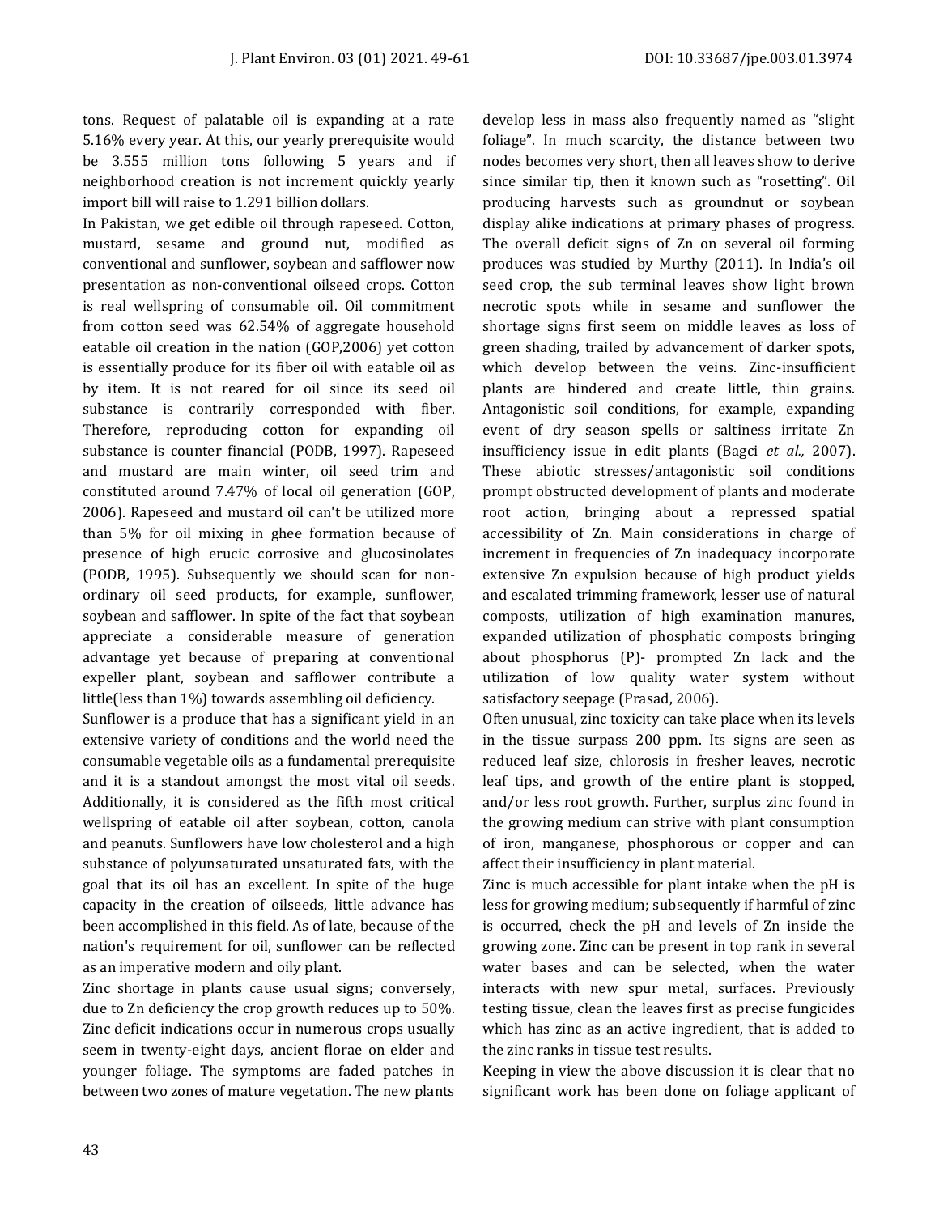tons. Request of palatable oil is expanding at a rate 5.16% every year. At this, our yearly prerequisite would be 3.555 million tons following 5 years and if neighborhood creation is not increment quickly yearly import bill will raise to 1.291 billion dollars.

In Pakistan, we get edible oil through rapeseed. Cotton, mustard, sesame and ground nut, modified as conventional and sunflower, soybean and safflower now presentation as non-conventional oilseed crops. Cotton is real wellspring of consumable oil. Oil commitment from cotton seed was 62.54% of aggregate household eatable oil creation in the nation (GOP,2006) yet cotton is essentially produce for its fiber oil with eatable oil as by item. It is not reared for oil since its seed oil substance is contrarily corresponded with fiber. Therefore, reproducing cotton for expanding oil substance is counter financial (PODB, 1997). Rapeseed and mustard are main winter, oil seed trim and constituted around 7.47% of local oil generation (GOP, 2006). Rapeseed and mustard oil can't be utilized more than 5% for oil mixing in ghee formation because of presence of high erucic corrosive and glucosinolates (PODB, 1995). Subsequently we should scan for non-ordinary oil seed products, for example, sunflower, soybean and safflower. In spite of the fact that soybean appreciate a considerable measure of generation advantage yet because of preparing at conventional expeller plant, soybean and safflower contribute a little(less than 1%) towards assembling oil deficiency.

Sunflower is a produce that has a significant yield in an extensive variety of conditions and the world need the consumable vegetable oils as a fundamental prerequisite and it is a standout amongst the most vital oil seeds. Additionally, it is considered as the fifth most critical wellspring of eatable oil after soybean, cotton, canola and peanuts. Sunflowers have low cholesterol and a high substance of polyunsaturated unsaturated fats, with the goal that its oil has an excellent. In spite of the huge capacity in the creation of oilseeds, little advance has been accomplished in this field. As of late, because of the nation's requirement for oil, sunflower can be reflected as an imperative modern and oily plant.

Zinc shortage in plants cause usual signs; conversely, due to Zn deficiency the crop growth reduces up to 50%. Zinc deficit indications occur in numerous crops usually seem in twenty-eight days, ancient florae on elder and younger foliage. The symptoms are faded patches in between two zones of mature vegetation. The new plants develop less in mass also frequently named as "slight foliage". In much scarcity, the distance between two nodes becomes very short, then all leaves show to derive since similar tip, then it known such as "rosetting". Oil producing harvests such as groundnut or soybean display alike indications at primary phases of progress. The overall deficit signs of Zn on several oil forming produces was studied by Murthy (2011). In India's oil seed crop, the sub terminal leaves show light brown necrotic spots while in sesame and sunflower the shortage signs first seem on middle leaves as loss of green shading, trailed by advancement of darker spots, which develop between the veins. Zinc-insufficient plants are hindered and create little, thin grains. Antagonistic soil conditions, for example, expanding event of dry season spells or saltiness irritate Zn insufficiency issue in edit plants (Bagci *et al.,* 2007). These abiotic stresses/antagonistic soil conditions prompt obstructed development of plants and moderate root action, bringing about a repressed spatial accessibility of Zn. Main considerations in charge of increment in frequencies of Zn inadequacy incorporate extensive Zn expulsion because of high product yields and escalated trimming framework, lesser use of natural composts, utilization of high examination manures, expanded utilization of phosphatic composts bringing about phosphorus (P)- prompted Zn lack and the utilization of low quality water system without satisfactory seepage (Prasad, 2006).

Often unusual, zinc toxicity can take place when its levels in the tissue surpass 200 ppm. Its signs are seen as reduced leaf size, chlorosis in fresher leaves, necrotic leaf tips, and growth of the entire plant is stopped, and/or less root growth. Further, surplus zinc found in the growing medium can strive with plant consumption of iron, manganese, phosphorous or copper and can affect their insufficiency in plant material.

Zinc is much accessible for plant intake when the pH is less for growing medium; subsequently if harmful of zinc is occurred, check the pH and levels of Zn inside the growing zone. Zinc can be present in top rank in several water bases and can be selected, when the water interacts with new spur metal, surfaces. Previously testing tissue, clean the leaves first as precise fungicides which has zinc as an active ingredient, that is added to the zinc ranks in tissue test results.

Keeping in view the above discussion it is clear that no significant work has been done on foliage applicant of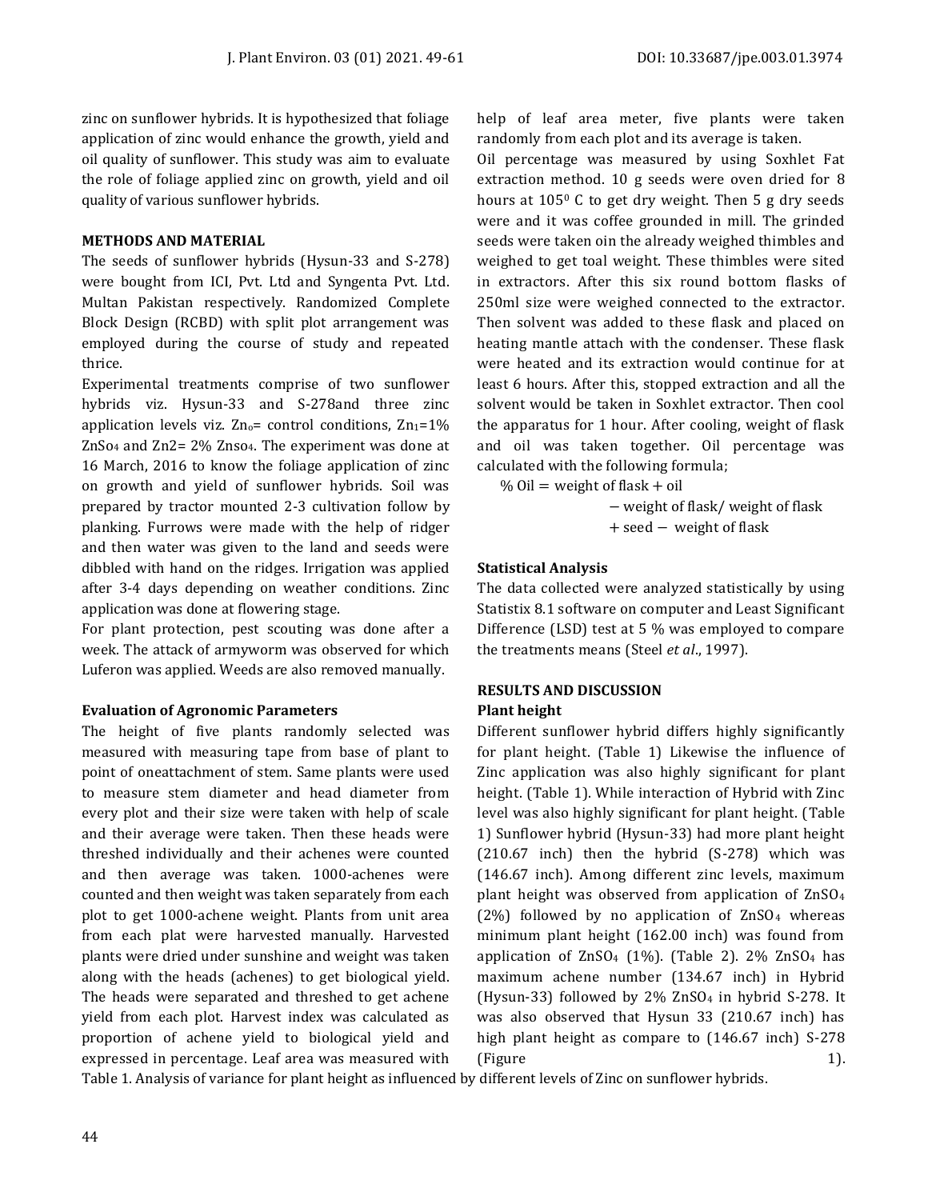zinc on sunflower hybrids. It is hypothesized that foliage application of zinc would enhance the growth, yield and oil quality of sunflower. This study was aim to evaluate the role of foliage applied zinc on growth, yield and oil quality of various sunflower hybrids.

## METHODS AND MATERIAL

The seeds of sunflower hybrids (Hysun-33 and S-278) were bought from ICI, Pvt. Ltd and Syngenta Pvt. Ltd. Multan Pakistan respectively. Randomized Complete Block Design (RCBD) with split plot arrangement was employed during the course of study and repeated thrice.

Experimental treatments comprise of two sunflower hybrids viz. Hysun-33 and S-278and three zinc application levels viz. $Zn_o$= control conditions, $Zn_1$=1% $ZnSo_4$ and Zn2= 2% $Znso_4$. The experiment was done at 16 March, 2016 to know the foliage application of zinc on growth and yield of sunflower hybrids. Soil was prepared by tractor mounted 2-3 cultivation follow by planking. Furrows were made with the help of ridger and then water was given to the land and seeds were dibbled with hand on the ridges. Irrigation was applied after 3-4 days depending on weather conditions. Zinc application was done at flowering stage.

For plant protection, pest scouting was done after a week. The attack of armyworm was observed for which Luferon was applied. Weeds are also removed manually.

### Evaluation of Agronomic Parameters

The height of five plants randomly selected was measured with measuring tape from base of plant to point of oneattachment of stem. Same plants were used to measure stem diameter and head diameter from every plot and their size were taken with help of scale and their average were taken. Then these heads were threshed individually and their achenes were counted and then average was taken. 1000-achenes were counted and then weight was taken separately from each plot to get 1000-achene weight. Plants from unit area from each plat were harvested manually. Harvested plants were dried under sunshine and weight was taken along with the heads (achenes) to get biological yield. The heads were separated and threshed to get achene yield from each plot. Harvest index was calculated as proportion of achene yield to biological yield and expressed in percentage. Leaf area was measured with help of leaf area meter, five plants were taken randomly from each plot and its average is taken.

Oil percentage was measured by using Soxhlet Fat extraction method. 10 g seeds were oven dried for 8 hours at $105^0$ C to get dry weight. Then 5 g dry seeds were and it was coffee grounded in mill. The grinded seeds were taken oin the already weighed thimbles and weighed to get toal weight. These thimbles were sited in extractors. After this six round bottom flasks of 250ml size were weighed connected to the extractor. Then solvent was added to these flask and placed on heating mantle attach with the condenser. These flask were heated and its extraction would continue for at least 6 hours. After this, stopped extraction and all the solvent would be taken in Soxhlet extractor. Then cool the apparatus for 1 hour. After cooling, weight of flask and oil was taken together. Oil percentage was calculated with the following formula;

$$\% \text{ Oil} = \text{weight of flask} + \text{oil} - \text{weight of flask/ weight of flask} + \text{seed} - \text{weight of flask}$$

### Statistical Analysis

The data collected were analyzed statistically by using Statistix 8.1 software on computer and Least Significant Difference (LSD) test at 5 % was employed to compare the treatments means (Steel *et al*., 1997).

## RESULTS AND DISCUSSION

### Plant height

Different sunflower hybrid differs highly significantly for plant height. (Table 1) Likewise the influence of Zinc application was also highly significant for plant height. (Table 1). While interaction of Hybrid with Zinc level was also highly significant for plant height. (Table 1) Sunflower hybrid (Hysun-33) had more plant height (210.67 inch) then the hybrid (S-278) which was (146.67 inch). Among different zinc levels, maximum plant height was observed from application of $ZnSO_4$ (2%) followed by no application of $ZnSO_4$ whereas minimum plant height (162.00 inch) was found from application of $ZnSO_4$ (1%). (Table 2). 2% $ZnSO_4$ has maximum achene number (134.67 inch) in Hybrid (Hysun-33) followed by 2% $ZnSO_4$ in hybrid S-278. It was also observed that Hysun 33 (210.67 inch) has high plant height as compare to (146.67 inch) S-278 (Figure 1).

Table 1. Analysis of variance for plant height as influenced by different levels of Zinc on sunflower hybrids.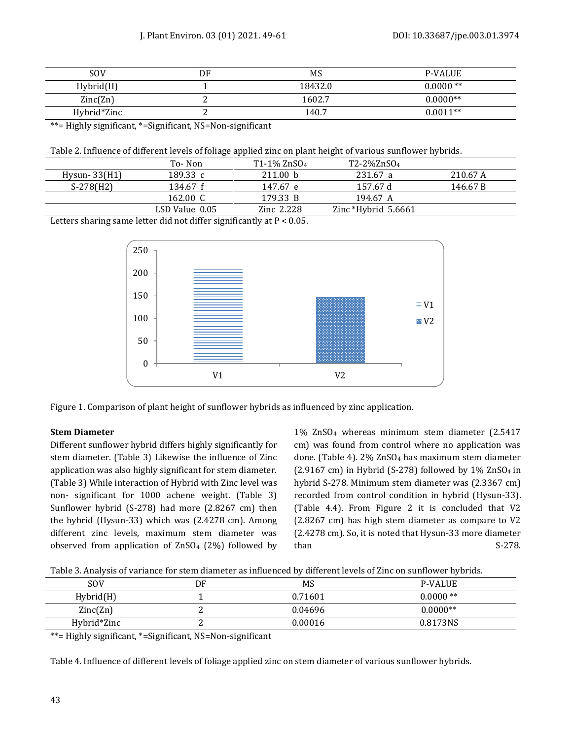| SOV | DF | MS | P-VALUE |
|---|---|---|---|
| Hybrid(H) | 1 | 18432.0 | 0.0000 ** |
| Zinc(Zn) | 2 | 1602.7 | 0.0000** |
| Hybrid*Zinc | 2 | 140.7 | 0.0011** |

**= Highly significant, *=Significant, NS=Non-significant

Table 2. Influence of different levels of foliage applied zinc on plant height of various sunflower hybrids.

| | To- Non | T1-1% $ZnSO_4$ | T2-2%$ZnSO_4$ | |
|---|---|---|---|---|
| Hysun- 33(H1) | 189.33 c | 211.00 b | 231.67 a | 210.67 A |
| S-278(H2) | 134.67 f | 147.67 e | 157.67 d | 146.67 B |
| | 162.00 C | 179.33 B | 194.67 A | |
| | LSD Value 0.05 | Zinc 2.228 | Zinc *Hybrid 5.6661 | |

Letters sharing same letter did not differ significantly at $P < 0.05$.

Figure 1. Comparison of plant height of sunflower hybrids as influenced by zinc application.

**Stem Diameter**

Different sunflower hybrid differs highly significantly for stem diameter. (Table 3) Likewise the influence of Zinc application was also highly significant for stem diameter. (Table 3) While interaction of Hybrid with Zinc level was non- significant for 1000 achene weight. (Table 3) Sunflower hybrid (S-278) had more (2.8267 cm) then the hybrid (Hysun-33) which was (2.4278 cm). Among different zinc levels, maximum stem diameter was observed from application of $ZnSO_4$ (2%) followed by 1% $ZnSO_4$ whereas minimum stem diameter (2.5417 cm) was found from control where no application was done. (Table 4). 2% $ZnSO_4$ has maximum stem diameter (2.9167 cm) in Hybrid (S-278) followed by 1% $ZnSO_4$ in hybrid S-278. Minimum stem diameter was (2.3367 cm) recorded from control condition in hybrid (Hysun-33). (Table 4.4). From Figure 2 it is concluded that V2 (2.8267 cm) has high stem diameter as compare to V2 (2.4278 cm). So, it is noted that Hysun-33 more diameter than S-278.

Table 3. Analysis of variance for stem diameter as influenced by different levels of Zinc on sunflower hybrids.

| SOV | DF | MS | P-VALUE |
|---|---|---|---|
| Hybrid(H) | 1 | 0.71601 | 0.0000 ** |
| Zinc(Zn) | 2 | 0.04696 | 0.0000** |
| Hybrid*Zinc | 2 | 0.00016 | 0.8173NS |

**= Highly significant, *=Significant, NS=Non-significant

Table 4. Influence of different levels of foliage applied zinc on stem diameter of various sunflower hybrids.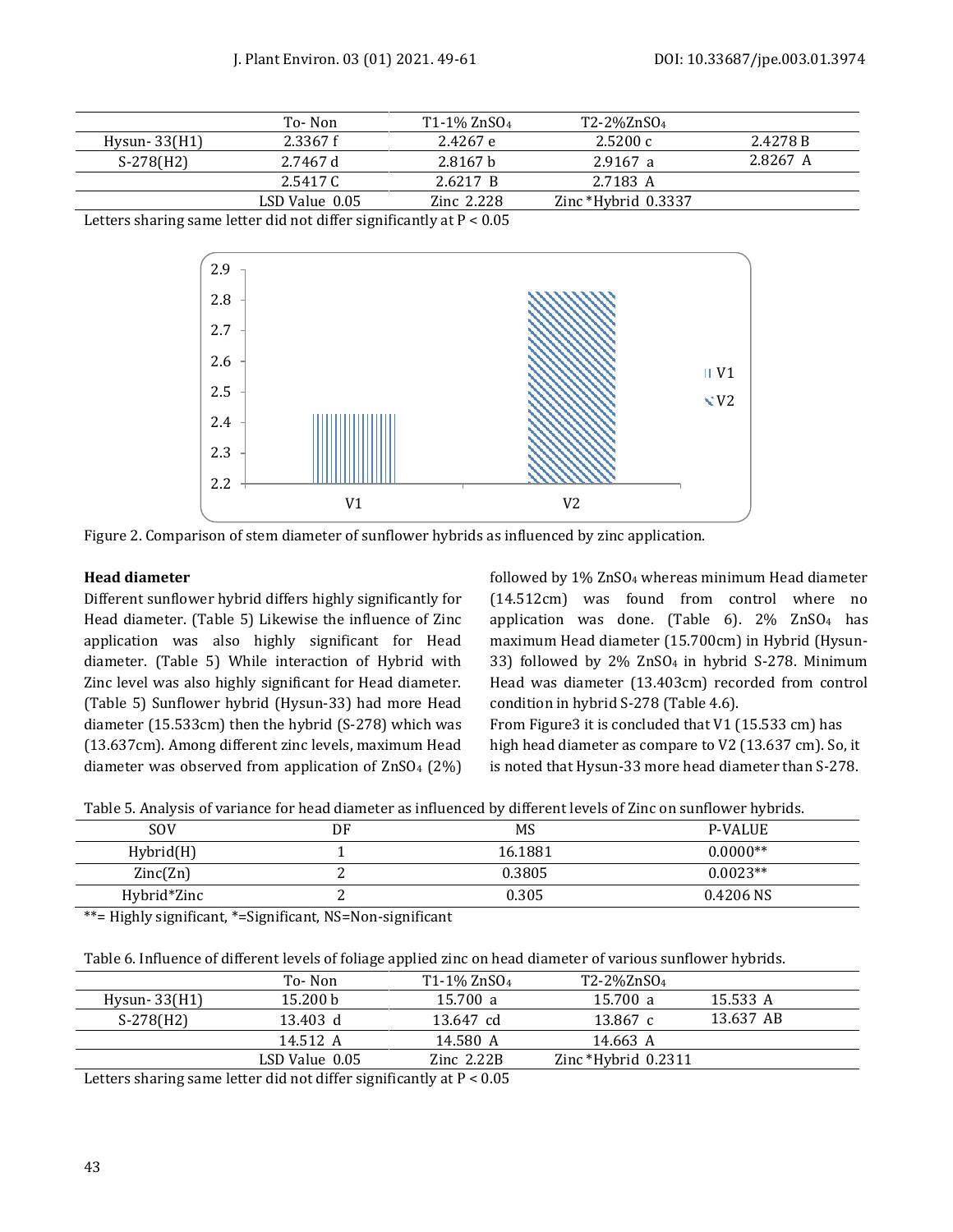|  | To- Non | T1-1% $ZnSO_4$ | T2-2%$ZnSO_4$ |  |
|---|---|---|---|---|
| Hysun- 33(H1) | 2.3367 f | 2.4267 e | 2.5200 c | 2.4278 B |
| S-278(H2) | 2.7467 d | 2.8167 b | 2.9167 a | 2.8267 A |
|  | 2.5417 C | 2.6217 B | 2.7183 A |  |
|  | LSD Value 0.05 | Zinc 2.228 | Zinc *Hybrid 0.3337 |  |

Letters sharing same letter did not differ significantly at $P < 0.05$

Figure 2. Comparison of stem diameter of sunflower hybrids as influenced by zinc application.

### Head diameter

Different sunflower hybrid differs highly significantly for Head diameter. (Table 5) Likewise the influence of Zinc application was also highly significant for Head diameter. (Table 5) While interaction of Hybrid with Zinc level was also highly significant for Head diameter. (Table 5) Sunflower hybrid (Hysun-33) had more Head diameter (15.533cm) then the hybrid (S-278) which was (13.637cm). Among different zinc levels, maximum Head diameter was observed from application of $ZnSO_4$ (2%) followed by 1% $ZnSO_4$ whereas minimum Head diameter (14.512cm) was found from control where no application was done. (Table 6). 2% $ZnSO_4$ has maximum Head diameter (15.700cm) in Hybrid (Hysun-33) followed by 2% $ZnSO_4$ in hybrid S-278. Minimum Head was diameter (13.403cm) recorded from control condition in hybrid S-278 (Table 4.6).

From Figure3 it is concluded that V1 (15.533 cm) has high head diameter as compare to V2 (13.637 cm). So, it is noted that Hysun-33 more head diameter than S-278.

Table 5. Analysis of variance for head diameter as influenced by different levels of Zinc on sunflower hybrids.

| SOV | DF | MS | P-VALUE |
|---|---|---|---|
| Hybrid(H) | 1 | 16.1881 | 0.0000** |
| Zinc(Zn) | 2 | 0.3805 | 0.0023** |
| Hybrid*Zinc | 2 | 0.305 | 0.4206 NS |

**= Highly significant, *=Significant, NS=Non-significant

Table 6. Influence of different levels of foliage applied zinc on head diameter of various sunflower hybrids.

|  | To- Non | T1-1% $ZnSO_4$ | T2-2%$ZnSO_4$ |  |
|---|---|---|---|---|
| Hysun- 33(H1) | 15.200 b | 15.700 a | 15.700 a | 15.533 A |
| S-278(H2) | 13.403 d | 13.647 cd | 13.867 c | 13.637 AB |
|  | 14.512 A | 14.580 A | 14.663 A |  |
|  | LSD Value 0.05 | Zinc 2.22B | Zinc *Hybrid 0.2311 |  |

Letters sharing same letter did not differ significantly at $P < 0.05$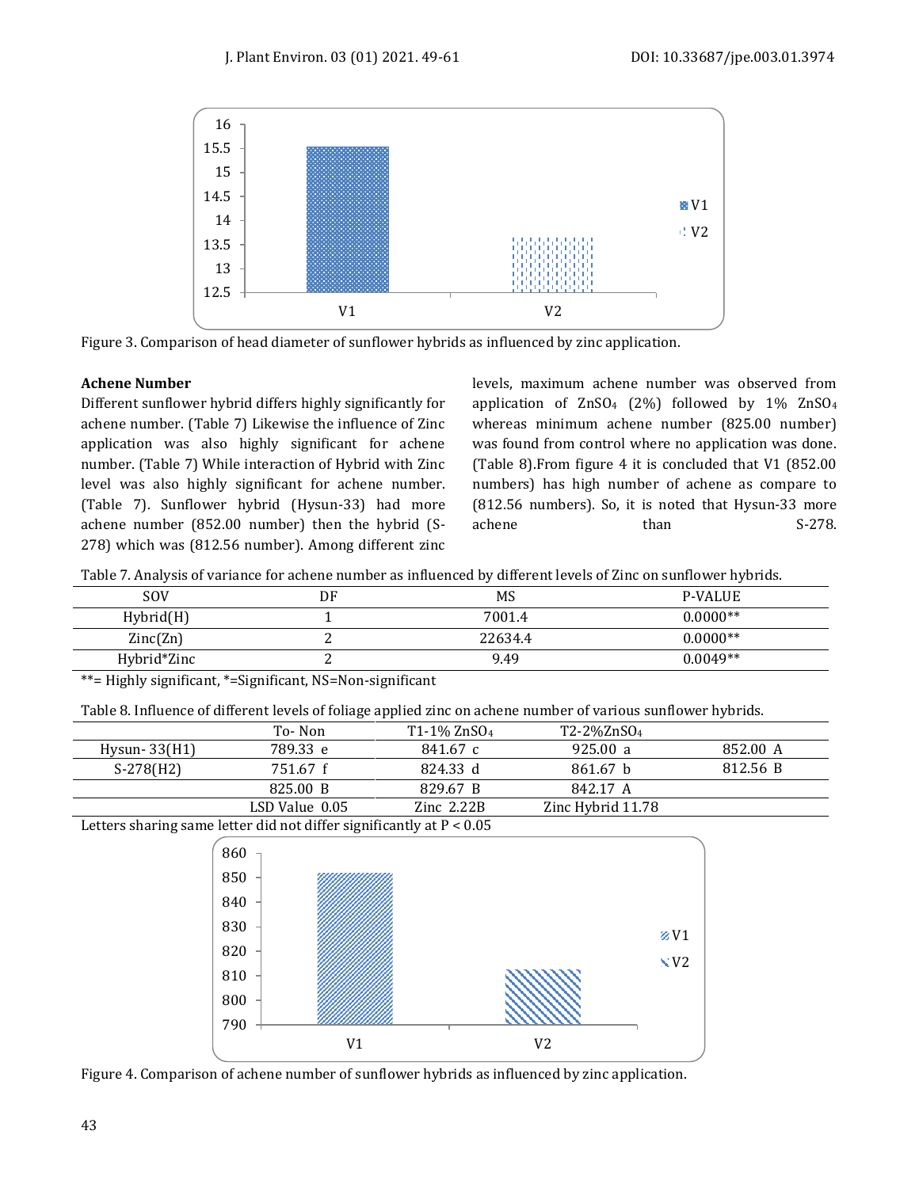Figure 3. Comparison of head diameter of sunflower hybrids as influenced by zinc application.

### Achene Number

Different sunflower hybrid differs highly significantly for achene number. (Table 7) Likewise the influence of Zinc application was also highly significant for achene number. (Table 7) While interaction of Hybrid with Zinc level was also highly significant for achene number. (Table 7). Sunflower hybrid (Hysun-33) had more achene number (852.00 number) then the hybrid (S-278) which was (812.56 number). Among different zinc levels, maximum achene number was observed from application of $ZnSO_4$ (2%) followed by 1% $ZnSO_4$ whereas minimum achene number (825.00 number) was found from control where no application was done. (Table 8).From figure 4 it is concluded that V1 (852.00 numbers) has high number of achene as compare to (812.56 numbers). So, it is noted that Hysun-33 more achene than S-278.

Table 7. Analysis of variance for achene number as influenced by different levels of Zinc on sunflower hybrids.

| SOV | DF | MS | P-VALUE |
|---|---|---|---|
| Hybrid(H) | 1 | 7001.4 | 0.0000** |
| Zinc(Zn) | 2 | 22634.4 | 0.0000** |
| Hybrid*Zinc | 2 | 9.49 | 0.0049** |

**= Highly significant, *=Significant, NS=Non-significant

Table 8. Influence of different levels of foliage applied zinc on achene number of various sunflower hybrids.

| | To- Non | T1-1% $ZnSO_4$ | T2-2%$ZnSO_4$ | |
|---|---|---|---|---|
| Hysun- 33(H1) | 789.33 e | 841.67 c | 925.00 a | 852.00 A |
| S-278(H2) | 751.67 f | 824.33 d | 861.67 b | 812.56 B |
| | 825.00 B | 829.67 B | 842.17 A | |
| | LSD Value 0.05 | Zinc 2.22B | Zinc Hybrid 11.78 | |

Letters sharing same letter did not differ significantly at $P < 0.05$

Figure 4. Comparison of achene number of sunflower hybrids as influenced by zinc application.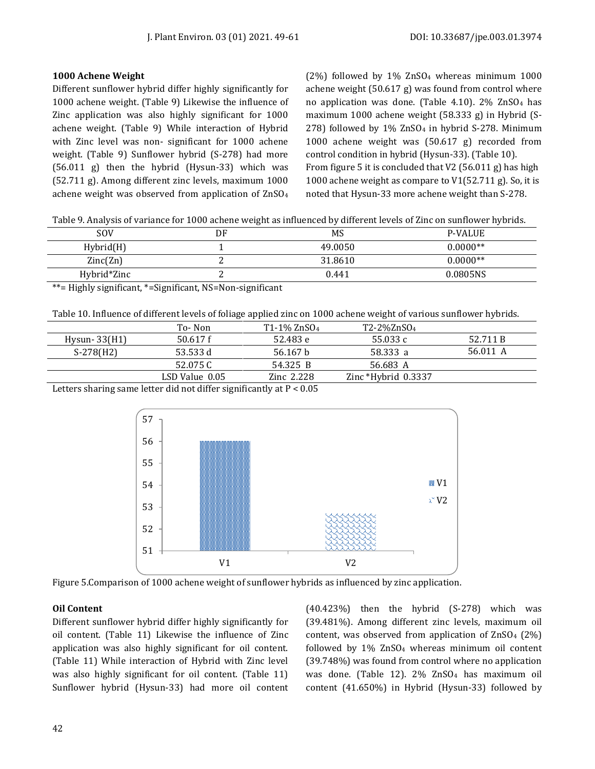### 1000 Achene Weight

Different sunflower hybrid differ highly significantly for 1000 achene weight. (Table 9) Likewise the influence of Zinc application was also highly significant for 1000 achene weight. (Table 9) While interaction of Hybrid with Zinc level was non- significant for 1000 achene weight. (Table 9) Sunflower hybrid (S-278) had more (56.011 g) then the hybrid (Hysun-33) which was (52.711 g). Among different zinc levels, maximum 1000 achene weight was observed from application of $ZnSO_4$ (2%) followed by 1% $ZnSO_4$ whereas minimum 1000 achene weight (50.617 g) was found from control where no application was done. (Table 4.10). 2% $ZnSO_4$ has maximum 1000 achene weight (58.333 g) in Hybrid (S-278) followed by 1% $ZnSO_4$ in hybrid S-278. Minimum 1000 achene weight was (50.617 g) recorded from control condition in hybrid (Hysun-33). (Table 10).

From figure 5 it is concluded that V2 (56.011 g) has high 1000 achene weight as compare to V1(52.711 g). So, it is noted that Hysun-33 more achene weight than S-278.

Table 9. Analysis of variance for 1000 achene weight as influenced by different levels of Zinc on sunflower hybrids.

| SOV | DF | MS | P-VALUE |
|---|---|---|---|
| Hybrid(H) | 1 | 49.0050 | 0.0000** |
| Zinc(Zn) | 2 | 31.8610 | 0.0000** |
| Hybrid*Zinc | 2 | 0.441 | 0.0805NS |

**= Highly significant, *=Significant, NS=Non-significant

Table 10. Influence of different levels of foliage applied zinc on 1000 achene weight of various sunflower hybrids.

| | To- Non | T1-1% $ZnSO_4$ | T2-2%$ZnSO_4$ | |
|---|---|---|---|---|
| Hysun- 33(H1) | 50.617 f | 52.483 e | 55.033 c | 52.711 B |
| S-278(H2) | 53.533 d | 56.167 b | 58.333 a | 56.011 A |
| | 52.075 C | 54.325 B | 56.683 A | |
| | LSD Value 0.05 | Zinc 2.228 | Zinc *Hybrid 0.3337 | |

Letters sharing same letter did not differ significantly at $P < 0.05$

Figure 5.Comparison of 1000 achene weight of sunflower hybrids as influenced by zinc application.

### Oil Content

Different sunflower hybrid differ highly significantly for oil content. (Table 11) Likewise the influence of Zinc application was also highly significant for oil content. (Table 11) While interaction of Hybrid with Zinc level was also highly significant for oil content. (Table 11) Sunflower hybrid (Hysun-33) had more oil content (40.423%) then the hybrid (S-278) which was (39.481%). Among different zinc levels, maximum oil content, was observed from application of $ZnSO_4$ (2%) followed by 1% $ZnSO_4$ whereas minimum oil content (39.748%) was found from control where no application was done. (Table 12). 2% $ZnSO_4$ has maximum oil content (41.650%) in Hybrid (Hysun-33) followed by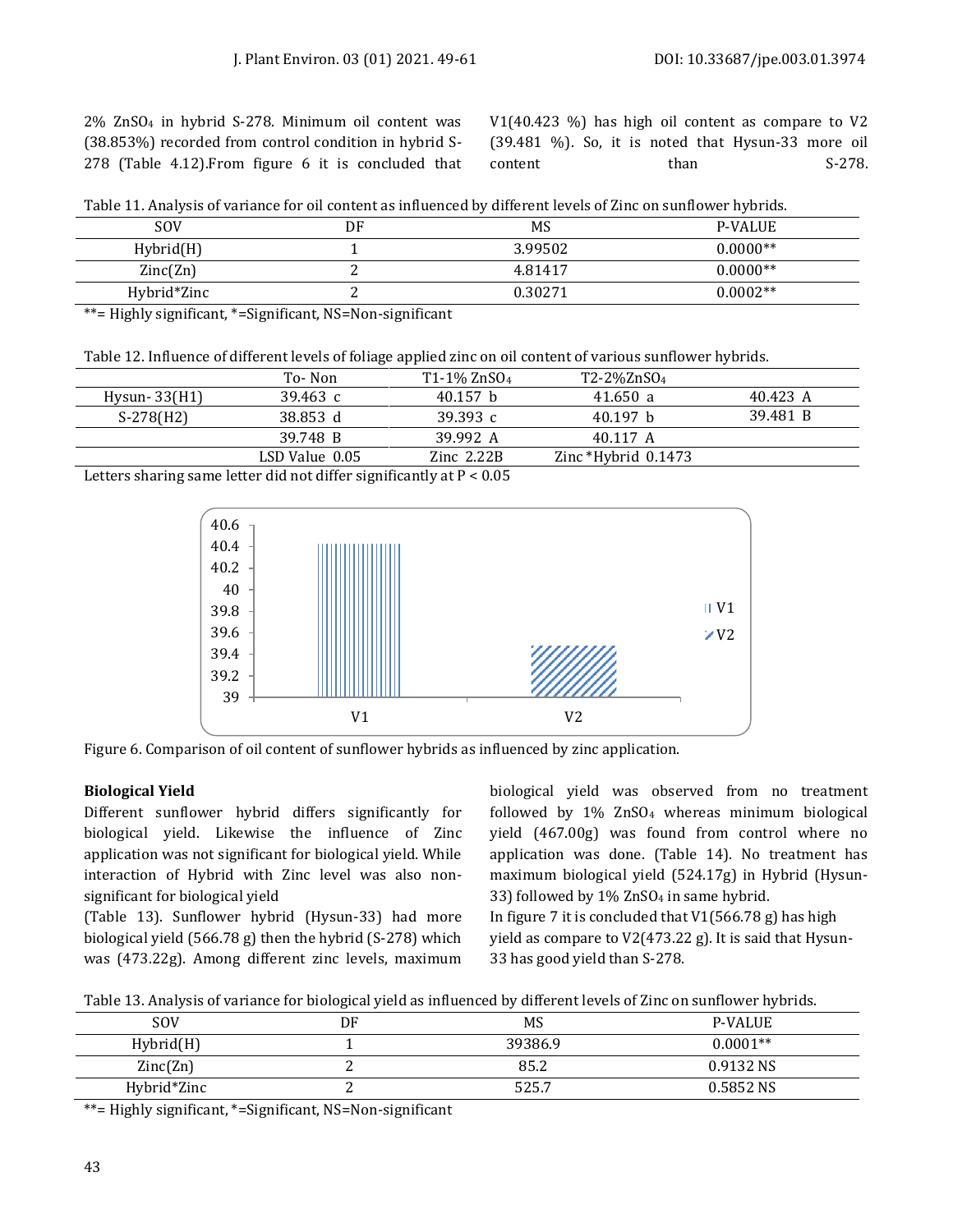2% $ZnSO_4$ in hybrid S-278. Minimum oil content was (38.853%) recorded from control condition in hybrid S-278 (Table 4.12).From figure 6 it is concluded that V1(40.423 %) has high oil content as compare to V2 (39.481 %). So, it is noted that Hysun-33 more oil content than S-278.

Table 11. Analysis of variance for oil content as influenced by different levels of Zinc on sunflower hybrids.

| SOV | DF | MS | P-VALUE |
|---|---|---|---|
| Hybrid(H) | 1 | 3.99502 | 0.0000** |
| Zinc(Zn) | 2 | 4.81417 | 0.0000** |
| Hybrid*Zinc | 2 | 0.30271 | 0.0002** |

**= Highly significant, *=Significant, NS=Non-significant

Table 12. Influence of different levels of foliage applied zinc on oil content of various sunflower hybrids.

| | To- Non | T1-1% $ZnSO_4$ | T2-2%$ZnSO_4$ | |
|---|---|---|---|---|
| Hysun- 33(H1) | 39.463 c | 40.157 b | 41.650 a | 40.423 A |
| S-278(H2) | 38.853 d | 39.393 c | 40.197 b | 39.481 B |
| | 39.748 B | 39.992 A | 40.117 A | |
| | LSD Value 0.05 | Zinc 2.22B | Zinc *Hybrid 0.1473 | |

Letters sharing same letter did not differ significantly at $P < 0.05$

Figure 6. Comparison of oil content of sunflower hybrids as influenced by zinc application.

**Biological Yield**

Different sunflower hybrid differs significantly for biological yield. Likewise the influence of Zinc application was not significant for biological yield. While interaction of Hybrid with Zinc level was also non-significant for biological yield

(Table 13). Sunflower hybrid (Hysun-33) had more biological yield (566.78 g) then the hybrid (S-278) which was (473.22g). Among different zinc levels, maximum biological yield was observed from no treatment followed by 1% $ZnSO_4$ whereas minimum biological yield (467.00g) was found from control where no application was done. (Table 14). No treatment has maximum biological yield (524.17g) in Hybrid (Hysun-33) followed by 1% $ZnSO_4$ in same hybrid.

In figure 7 it is concluded that V1(566.78 g) has high yield as compare to V2(473.22 g). It is said that Hysun-33 has good yield than S-278.

Table 13. Analysis of variance for biological yield as influenced by different levels of Zinc on sunflower hybrids.

| SOV | DF | MS | P-VALUE |
|---|---|---|---|
| Hybrid(H) | 1 | 39386.9 | 0.0001** |
| Zinc(Zn) | 2 | 85.2 | 0.9132 NS |
| Hybrid*Zinc | 2 | 525.7 | 0.5852 NS |

**= Highly significant, *=Significant, NS=Non-significant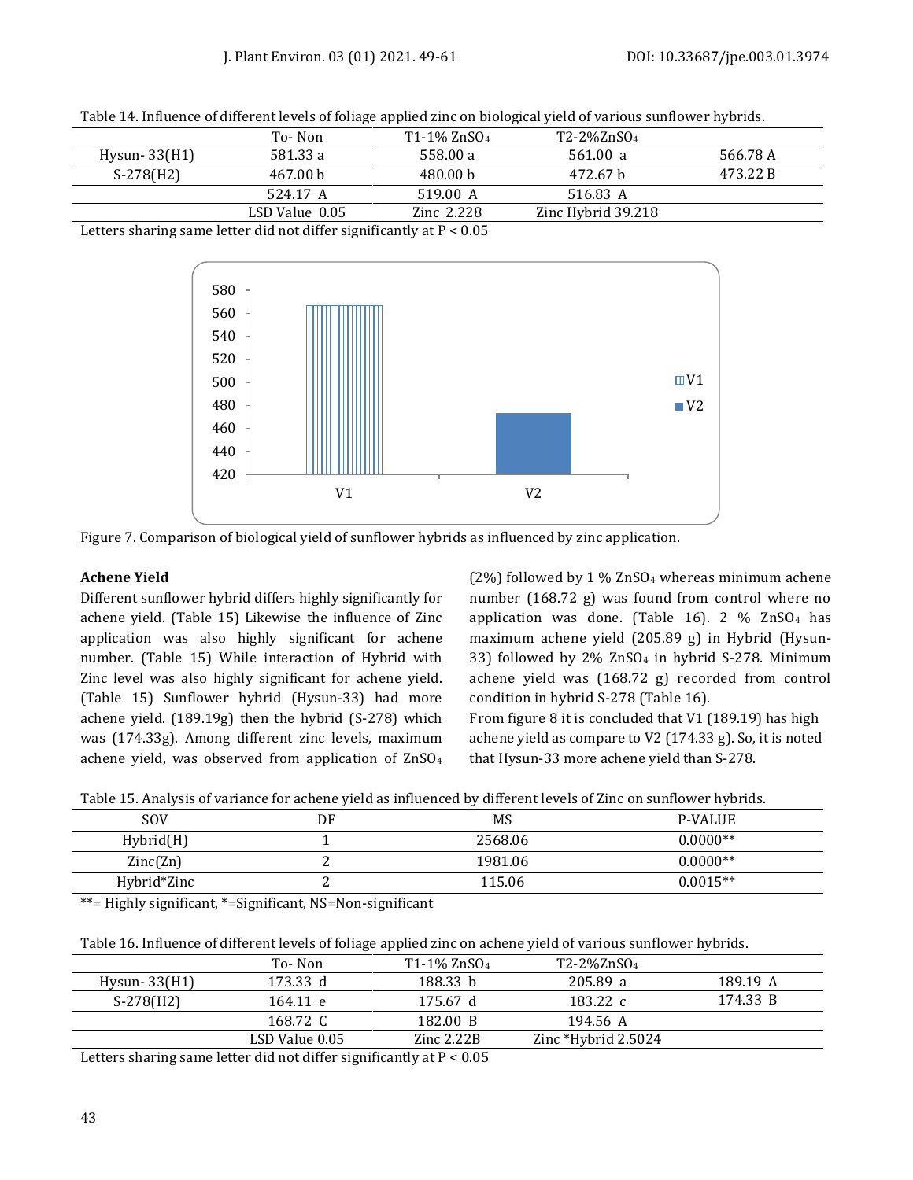Table 14. Influence of different levels of foliage applied zinc on biological yield of various sunflower hybrids.

| | To- Non | T1-1% $ZnSO_4$ | T2-2%$ZnSO_4$ | |
|---|---|---|---|---|
| Hysun- 33(H1) | 581.33 a | 558.00 a | 561.00 a | 566.78 A |
| S-278(H2) | 467.00 b | 480.00 b | 472.67 b | 473.22 B |
| | 524.17 A | 519.00 A | 516.83 A | |
| | LSD Value 0.05 | Zinc 2.228 | Zinc Hybrid 39.218 | |

Letters sharing same letter did not differ significantly at $P < 0.05$

Figure 7. Comparison of biological yield of sunflower hybrids as influenced by zinc application.

**Achene Yield**

Different sunflower hybrid differs highly significantly for achene yield. (Table 15) Likewise the influence of Zinc application was also highly significant for achene number. (Table 15) While interaction of Hybrid with Zinc level was also highly significant for achene yield. (Table 15) Sunflower hybrid (Hysun-33) had more achene yield. (189.19g) then the hybrid (S-278) which was (174.33g). Among different zinc levels, maximum achene yield, was observed from application of $ZnSO_4$ (2%) followed by 1 % $ZnSO_4$ whereas minimum achene number (168.72 g) was found from control where no application was done. (Table 16). 2 % $ZnSO_4$ has maximum achene yield (205.89 g) in Hybrid (Hysun-33) followed by 2% $ZnSO_4$ in hybrid S-278. Minimum achene yield was (168.72 g) recorded from control condition in hybrid S-278 (Table 16).

From figure 8 it is concluded that V1 (189.19) has high achene yield as compare to V2 (174.33 g). So, it is noted that Hysun-33 more achene yield than S-278.

Table 15. Analysis of variance for achene yield as influenced by different levels of Zinc on sunflower hybrids.

| SOV | DF | MS | P-VALUE |
|---|---|---|---|
| Hybrid(H) | 1 | 2568.06 | 0.0000** |
| Zinc(Zn) | 2 | 1981.06 | 0.0000** |
| Hybrid*Zinc | 2 | 115.06 | 0.0015** |

**= Highly significant, *=Significant, NS=Non-significant

Table 16. Influence of different levels of foliage applied zinc on achene yield of various sunflower hybrids.

| | To- Non | T1-1% $ZnSO_4$ | T2-2%$ZnSO_4$ | |
|---|---|---|---|---|
| Hysun- 33(H1) | 173.33 d | 188.33 b | 205.89 a | 189.19 A |
| S-278(H2) | 164.11 e | 175.67 d | 183.22 c | 174.33 B |
| | 168.72 C | 182.00 B | 194.56 A | |
| | LSD Value 0.05 | Zinc 2.22B | Zinc *Hybrid 2.5024 | |

Letters sharing same letter did not differ significantly at $P < 0.05$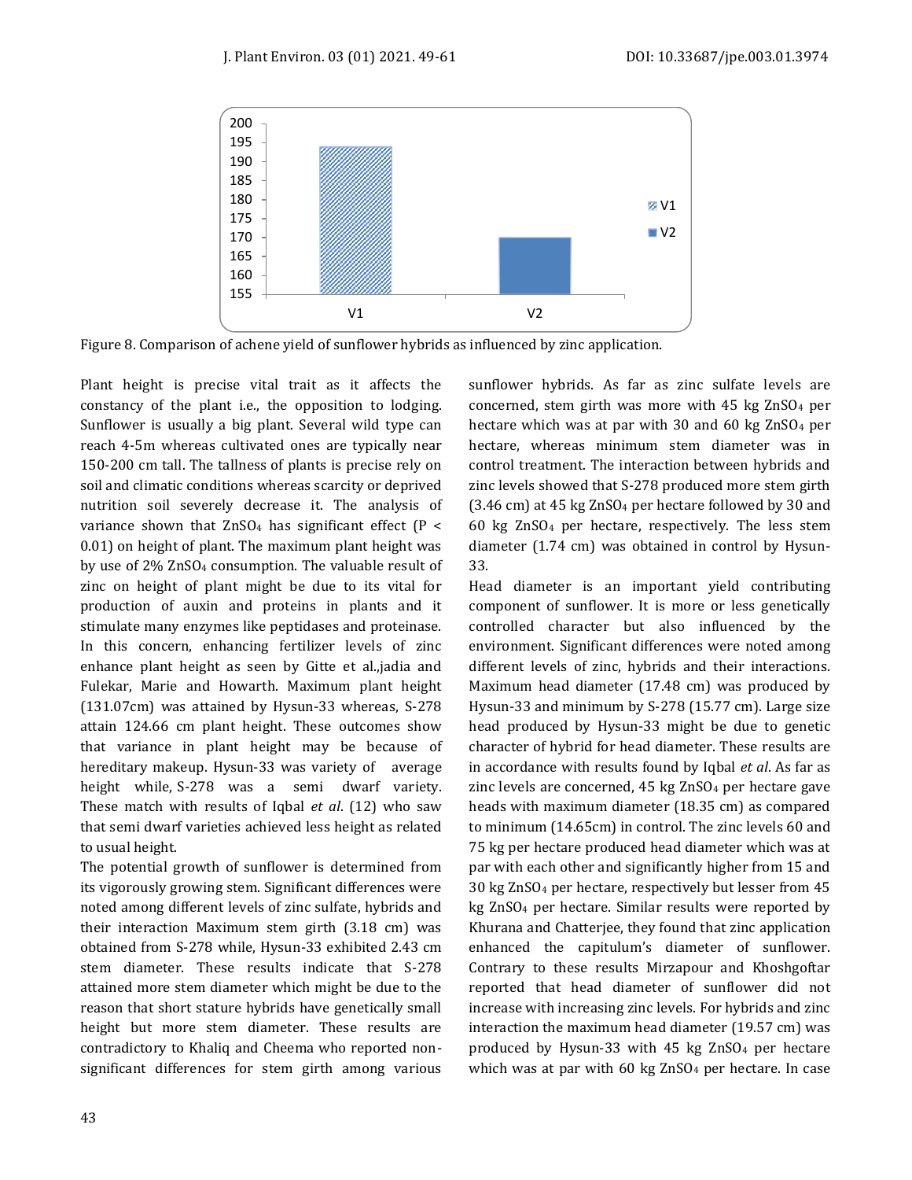Figure 8. Comparison of achene yield of sunflower hybrids as influenced by zinc application.

Plant height is precise vital trait as it affects the constancy of the plant i.e., the opposition to lodging. Sunflower is usually a big plant. Several wild type can reach 4-5m whereas cultivated ones are typically near 150-200 cm tall. The tallness of plants is precise rely on soil and climatic conditions whereas scarcity or deprived nutrition soil severely decrease it. The analysis of variance shown that $ZnSO_4$ has significant effect ($P < 0.01$) on height of plant. The maximum plant height was by use of 2% $ZnSO_4$ consumption. The valuable result of zinc on height of plant might be due to its vital for production of auxin and proteins in plants and it stimulate many enzymes like peptidases and proteinase. In this concern, enhancing fertilizer levels of zinc enhance plant height as seen by Gitte et al.,jadia and Fulekar, Marie and Howarth. Maximum plant height (131.07cm) was attained by Hysun-33 whereas, S-278 attain 124.66 cm plant height. These outcomes show that variance in plant height may be because of hereditary makeup. Hysun-33 was variety of average height while, S-278 was a semi dwarf variety. These match with results of Iqbal *et al*. (12) who saw that semi dwarf varieties achieved less height as related to usual height.

The potential growth of sunflower is determined from its vigorously growing stem. Significant differences were noted among different levels of zinc sulfate, hybrids and their interaction Maximum stem girth (3.18 cm) was obtained from S-278 while, Hysun-33 exhibited 2.43 cm stem diameter. These results indicate that S-278 attained more stem diameter which might be due to the reason that short stature hybrids have genetically small height but more stem diameter. These results are contradictory to Khaliq and Cheema who reported non-significant differences for stem girth among various sunflower hybrids. As far as zinc sulfate levels are concerned, stem girth was more with 45 kg $ZnSO_4$ per hectare which was at par with 30 and 60 kg $ZnSO_4$ per hectare, whereas minimum stem diameter was in control treatment. The interaction between hybrids and zinc levels showed that S-278 produced more stem girth (3.46 cm) at 45 kg $ZnSO_4$ per hectare followed by 30 and 60 kg $ZnSO_4$ per hectare, respectively. The less stem diameter (1.74 cm) was obtained in control by Hysun-33.

Head diameter is an important yield contributing component of sunflower. It is more or less genetically controlled character but also influenced by the environment. Significant differences were noted among different levels of zinc, hybrids and their interactions. Maximum head diameter (17.48 cm) was produced by Hysun-33 and minimum by S-278 (15.77 cm). Large size head produced by Hysun-33 might be due to genetic character of hybrid for head diameter. These results are in accordance with results found by Iqbal *et al*. As far as zinc levels are concerned, 45 kg $ZnSO_4$ per hectare gave heads with maximum diameter (18.35 cm) as compared to minimum (14.65cm) in control. The zinc levels 60 and 75 kg per hectare produced head diameter which was at par with each other and significantly higher from 15 and 30 kg $ZnSO_4$ per hectare, respectively but lesser from 45 kg $ZnSO_4$ per hectare. Similar results were reported by Khurana and Chatterjee, they found that zinc application enhanced the capitulum's diameter of sunflower. Contrary to these results Mirzapour and Khoshgoftar reported that head diameter of sunflower did not increase with increasing zinc levels. For hybrids and zinc interaction the maximum head diameter (19.57 cm) was produced by Hysun-33 with 45 kg $ZnSO_4$ per hectare which was at par with 60 kg $ZnSO_4$ per hectare. In case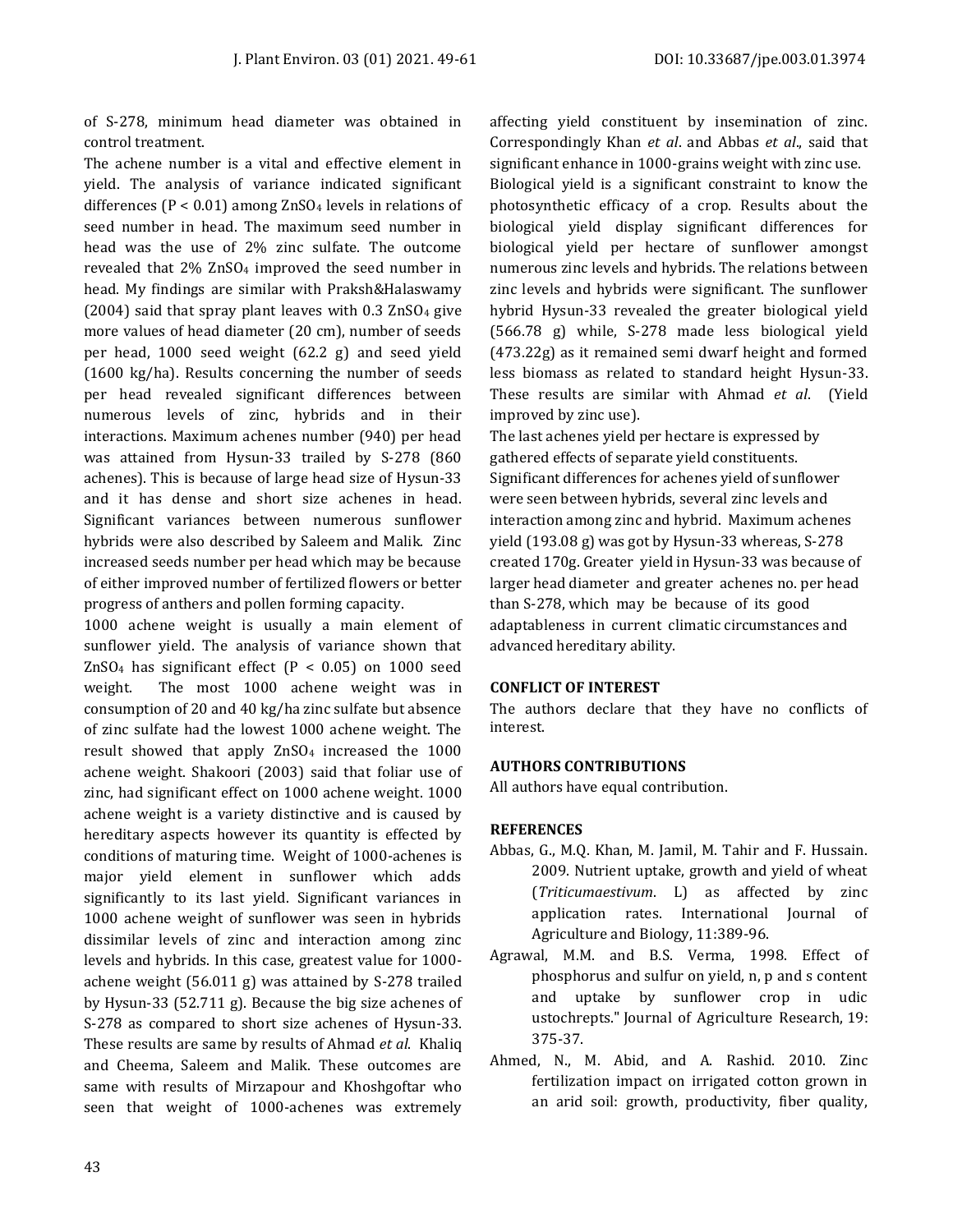of S-278, minimum head diameter was obtained in control treatment.

The achene number is a vital and effective element in yield. The analysis of variance indicated significant differences ($P < 0.01$) among $ZnSO_4$ levels in relations of seed number in head. The maximum seed number in head was the use of 2% zinc sulfate. The outcome revealed that 2% $ZnSO_4$ improved the seed number in head. My findings are similar with Praksh&Halaswamy (2004) said that spray plant leaves with 0.3 $ZnSO_4$ give more values of head diameter (20 cm), number of seeds per head, 1000 seed weight (62.2 g) and seed yield (1600 kg/ha). Results concerning the number of seeds per head revealed significant differences between numerous levels of zinc, hybrids and in their interactions. Maximum achenes number (940) per head was attained from Hysun-33 trailed by S-278 (860 achenes). This is because of large head size of Hysun-33 and it has dense and short size achenes in head. Significant variances between numerous sunflower hybrids were also described by Saleem and Malik. Zinc increased seeds number per head which may be because of either improved number of fertilized flowers or better progress of anthers and pollen forming capacity.

1000 achene weight is usually a main element of sunflower yield. The analysis of variance shown that $ZnSO_4$ has significant effect ($P < 0.05$) on 1000 seed weight. The most 1000 achene weight was in consumption of 20 and 40 kg/ha zinc sulfate but absence of zinc sulfate had the lowest 1000 achene weight. The result showed that apply $ZnSO_4$ increased the 1000 achene weight. Shakoori (2003) said that foliar use of zinc, had significant effect on 1000 achene weight. 1000 achene weight is a variety distinctive and is caused by hereditary aspects however its quantity is effected by conditions of maturing time. Weight of 1000-achenes is major yield element in sunflower which adds significantly to its last yield. Significant variances in 1000 achene weight of sunflower was seen in hybrids dissimilar levels of zinc and interaction among zinc levels and hybrids. In this case, greatest value for 1000-achene weight (56.011 g) was attained by S-278 trailed by Hysun-33 (52.711 g). Because the big size achenes of S-278 as compared to short size achenes of Hysun-33. These results are same by results of Ahmad *et al*. Khaliq and Cheema, Saleem and Malik. These outcomes are same with results of Mirzapour and Khoshgoftar who seen that weight of 1000-achenes was extremely affecting yield constituent by insemination of zinc. Correspondingly Khan *et al*. and Abbas *et al*., said that significant enhance in 1000-grains weight with zinc use.

Biological yield is a significant constraint to know the photosynthetic efficacy of a crop. Results about the biological yield display significant differences for biological yield per hectare of sunflower amongst numerous zinc levels and hybrids. The relations between zinc levels and hybrids were significant. The sunflower hybrid Hysun-33 revealed the greater biological yield (566.78 g) while, S-278 made less biological yield (473.22g) as it remained semi dwarf height and formed less biomass as related to standard height Hysun-33. These results are similar with Ahmad *et al*. (Yield improved by zinc use).

The last achenes yield per hectare is expressed by gathered effects of separate yield constituents. Significant differences for achenes yield of sunflower were seen between hybrids, several zinc levels and interaction among zinc and hybrid. Maximum achenes yield (193.08 g) was got by Hysun-33 whereas, S-278 created 170g. Greater yield in Hysun-33 was because of larger head diameter and greater achenes no. per head than S-278, which may be because of its good adaptableness in current climatic circumstances and advanced hereditary ability.

## CONFLICT OF INTEREST

The authors declare that they have no conflicts of interest.

## AUTHORS CONTRIBUTIONS

All authors have equal contribution.

## REFERENCES

Abbas, G., M.Q. Khan, M. Jamil, M. Tahir and F. Hussain. 2009. Nutrient uptake, growth and yield of wheat (*Triticumaestivum*. L) as affected by zinc application rates. International Journal of Agriculture and Biology, 11:389-96.

Agrawal, M.M. and B.S. Verma, 1998. Effect of phosphorus and sulfur on yield, n, p and s content and uptake by sunflower crop in udic ustochrepts." Journal of Agriculture Research, 19: 375-37.

Ahmed, N., M. Abid, and A. Rashid. 2010. Zinc fertilization impact on irrigated cotton grown in an arid soil: growth, productivity, fiber quality,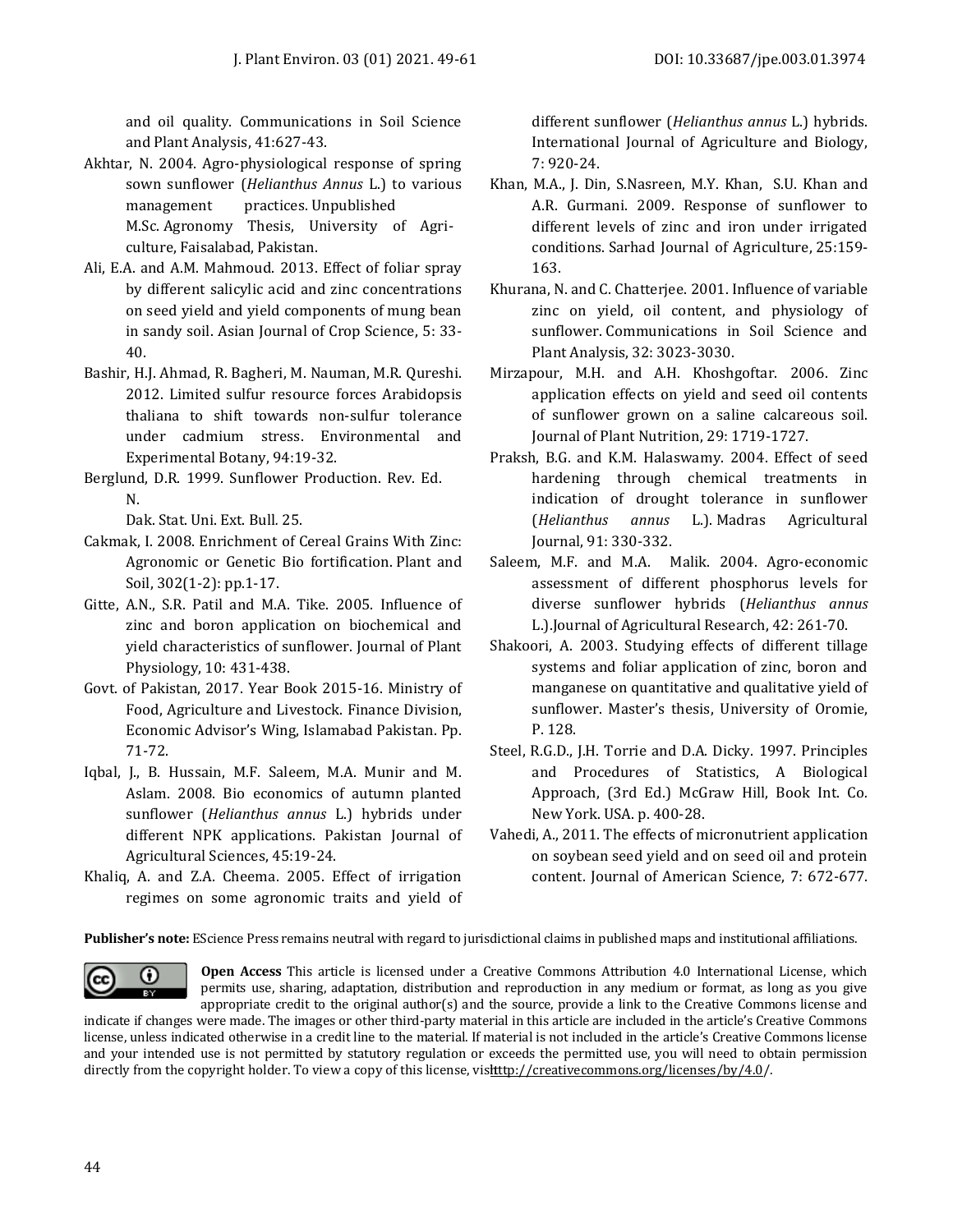and oil quality. Communications in Soil Science and Plant Analysis, 41:627-43.

Akhtar, N. 2004. Agro-physiological response of spring sown sunflower (*Helianthus Annus* L.) to various management practices. Unpublished M.Sc. Agronomy Thesis, University of Agriculture, Faisalabad, Pakistan.

Ali, E.A. and A.M. Mahmoud. 2013. Effect of foliar spray by different salicylic acid and zinc concentrations on seed yield and yield components of mung bean in sandy soil. Asian Journal of Crop Science, 5: 33-40.

Bashir, H.J. Ahmad, R. Bagheri, M. Nauman, M.R. Qureshi. 2012. Limited sulfur resource forces Arabidopsis thaliana to shift towards non-sulfur tolerance under cadmium stress. Environmental and Experimental Botany, 94:19-32.

Berglund, D.R. 1999. Sunflower Production. Rev. Ed. N. Dak. Stat. Uni. Ext. Bull. 25.

Cakmak, I. 2008. Enrichment of Cereal Grains With Zinc: Agronomic or Genetic Bio fortification. Plant and Soil, 302(1-2): pp.1-17.

Gitte, A.N., S.R. Patil and M.A. Tike. 2005. Influence of zinc and boron application on biochemical and yield characteristics of sunflower. Journal of Plant Physiology, 10: 431-438.

Govt. of Pakistan, 2017. Year Book 2015-16. Ministry of Food, Agriculture and Livestock. Finance Division, Economic Advisor's Wing, Islamabad Pakistan. Pp. 71-72.

Iqbal, J., B. Hussain, M.F. Saleem, M.A. Munir and M. Aslam. 2008. Bio economics of autumn planted sunflower (*Helianthus annus* L.) hybrids under different NPK applications. Pakistan Journal of Agricultural Sciences, 45:19-24.

Khaliq, A. and Z.A. Cheema. 2005. Effect of irrigation regimes on some agronomic traits and yield of different sunflower (*Helianthus annus* L.) hybrids. International Journal of Agriculture and Biology, 7: 920-24.

Khan, M.A., J. Din, S.Nasreen, M.Y. Khan, S.U. Khan and A.R. Gurmani. 2009. Response of sunflower to different levels of zinc and iron under irrigated conditions. Sarhad Journal of Agriculture, 25:159-163.

Khurana, N. and C. Chatterjee. 2001. Influence of variable zinc on yield, oil content, and physiology of sunflower. Communications in Soil Science and Plant Analysis, 32: 3023-3030.

Mirzapour, M.H. and A.H. Khoshgoftar. 2006. Zinc application effects on yield and seed oil contents of sunflower grown on a saline calcareous soil. Journal of Plant Nutrition, 29: 1719-1727.

Praksh, B.G. and K.M. Halaswamy. 2004. Effect of seed hardening through chemical treatments in indication of drought tolerance in sunflower (*Helianthus annus* L.). Madras Agricultural Journal, 91: 330-332.

Saleem, M.F. and M.A. Malik. 2004. Agro-economic assessment of different phosphorus levels for diverse sunflower hybrids (*Helianthus annus* L.).Journal of Agricultural Research, 42: 261-70.

Shakoori, A. 2003. Studying effects of different tillage systems and foliar application of zinc, boron and manganese on quantitative and qualitative yield of sunflower. Master's thesis, University of Oromie, P. 128.

Steel, R.G.D., J.H. Torrie and D.A. Dicky. 1997. Principles and Procedures of Statistics, A Biological Approach, (3rd Ed.) McGraw Hill, Book Int. Co. New York. USA. p. 400-28.

Vahedi, A., 2011. The effects of micronutrient application on soybean seed yield and on seed oil and protein content. Journal of American Science, 7: 672-677.

**Publisher's note:** EScience Press remains neutral with regard to jurisdictional claims in published maps and institutional affiliations.

**Open Access** This article is licensed under a Creative Commons Attribution 4.0 International License, which permits use, sharing, adaptation, distribution and reproduction in any medium or format, as long as you give appropriate credit to the original author(s) and the source, provide a link to the Creative Commons license and indicate if changes were made. The images or other third-party material in this article are included in the article's Creative Commons license, unless indicated otherwise in a credit line to the material. If material is not included in the article's Creative Commons license and your intended use is not permitted by statutory regulation or exceeds the permitted use, you will need to obtain permission directly from the copyright holder. To view a copy of this license, vishttp://creativecommons.org/licenses/by/4.0/.